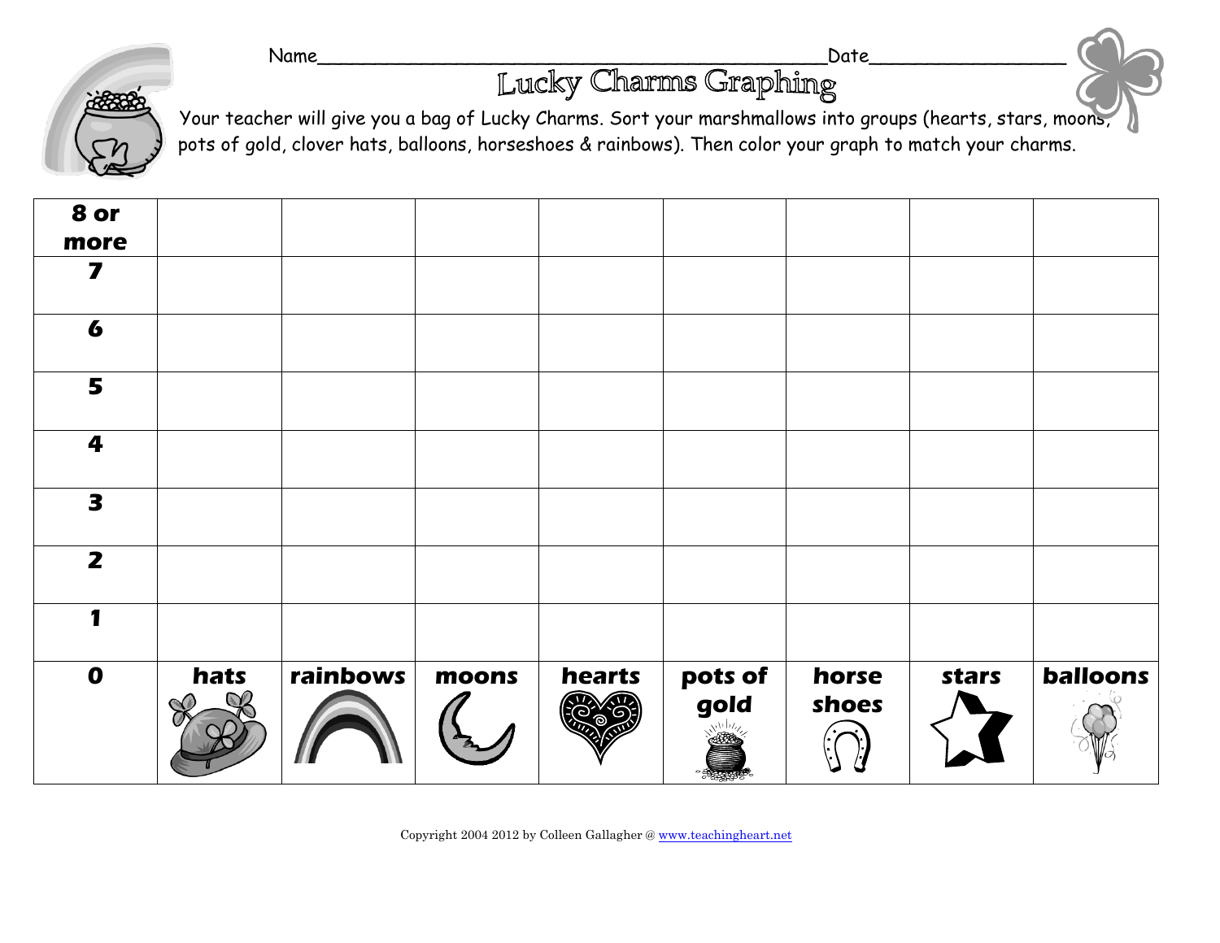Name_____________________________________________Date_________________

# Lucky Charms Graphing

Your teacher will give you a bag of Lucky Charms. Sort your marshmallows into groups (hearts, stars, moons, pots of gold, clover hats, balloons, horseshoes & rainbows). Then color your graph to match your charms.

| **8 or more** | | | | | | | | |
|---|---|---|---|---|---|---|---|---|
| **7** | | | | | | | | |
| **6** | | | | | | | | |
| **5** | | | | | | | | |
| **4** | | | | | | | | |
| **3** | | | | | | | | |
| **2** | | | | | | | | |
| **1** | | | | | | | | |
| **0** | **hats** | **rainbows** | **moons** | **hearts** | **pots of gold** | **horse shoes** | **stars** | **balloons** |

Copyright 2004 2012 by Colleen Gallagher @ www.teachingheart.net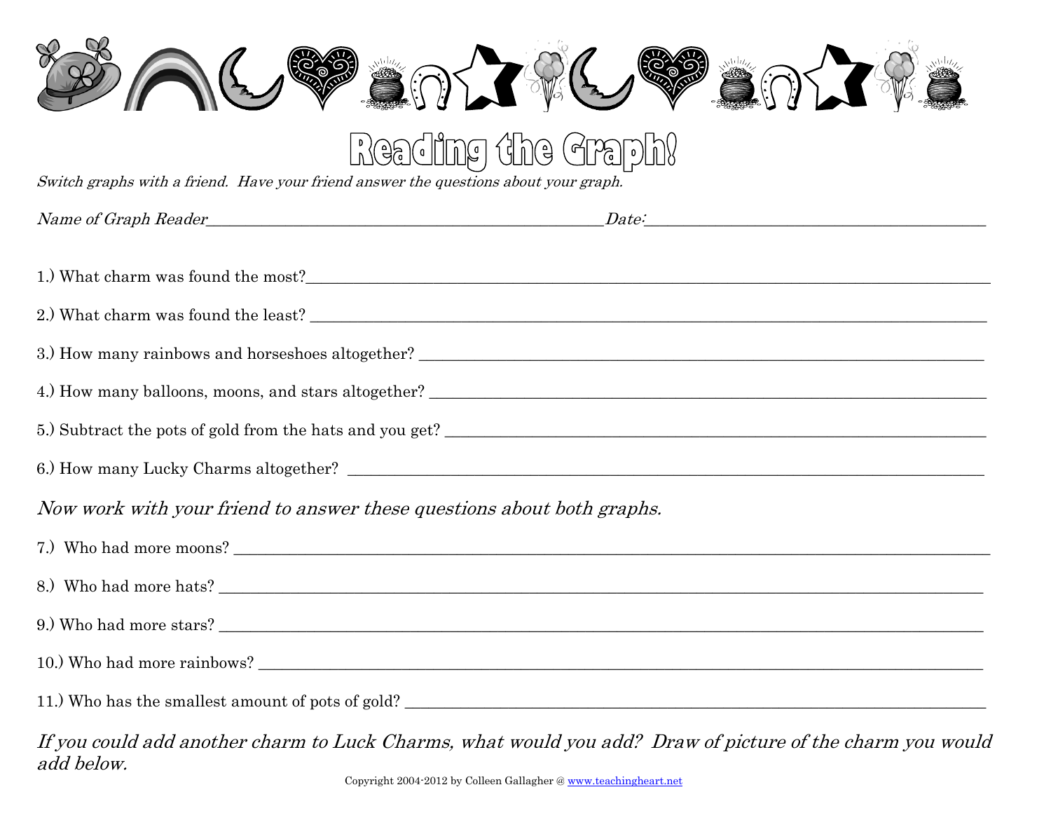# Reading the Graph!

*Switch graphs with a friend. Have your friend answer the questions about your graph.*

*Name of Graph Reader*\_\_\_\_\_\_\_\_\_\_\_\_\_\_\_\_\_\_\_\_\_\_\_\_\_\_\_\_\_\_\_\_\_\_\_\_\_\_\_\_\_\_\_\_\_\_\_\_*Date:*\_\_\_\_\_\_\_\_\_\_\_\_\_\_\_\_\_\_\_\_\_\_\_\_\_\_\_\_\_\_\_\_\_\_\_\_\_\_\_\_\_\_\_

1.) What charm was found the most?\_\_\_\_\_\_\_\_\_\_\_\_\_\_\_\_\_\_\_\_\_\_\_\_\_\_\_\_\_\_\_\_\_\_\_\_\_\_\_\_\_\_\_\_\_\_\_\_\_\_\_\_\_\_\_\_\_\_\_\_\_\_\_\_\_\_\_\_\_\_\_\_\_\_\_\_\_\_\_\_\_

2.) What charm was found the least? \_\_\_\_\_\_\_\_\_\_\_\_\_\_\_\_\_\_\_\_\_\_\_\_\_\_\_\_\_\_\_\_\_\_\_\_\_\_\_\_\_\_\_\_\_\_\_\_\_\_\_\_\_\_\_\_\_\_\_\_\_\_\_\_\_\_\_\_\_\_\_\_\_\_\_\_\_\_\_\_

3.) How many rainbows and horseshoes altogether? \_\_\_\_\_\_\_\_\_\_\_\_\_\_\_\_\_\_\_\_\_\_\_\_\_\_\_\_\_\_\_\_\_\_\_\_\_\_\_\_\_\_\_\_\_\_\_\_\_\_\_\_\_\_\_\_\_\_\_\_\_\_\_\_\_\_

4.) How many balloons, moons, and stars altogether? \_\_\_\_\_\_\_\_\_\_\_\_\_\_\_\_\_\_\_\_\_\_\_\_\_\_\_\_\_\_\_\_\_\_\_\_\_\_\_\_\_\_\_\_\_\_\_\_\_\_\_\_\_\_\_\_\_\_\_\_\_\_\_\_

5.) Subtract the pots of gold from the hats and you get? \_\_\_\_\_\_\_\_\_\_\_\_\_\_\_\_\_\_\_\_\_\_\_\_\_\_\_\_\_\_\_\_\_\_\_\_\_\_\_\_\_\_\_\_\_\_\_\_\_\_\_\_\_\_\_\_\_\_\_\_\_\_

6.) How many Lucky Charms altogether? \_\_\_\_\_\_\_\_\_\_\_\_\_\_\_\_\_\_\_\_\_\_\_\_\_\_\_\_\_\_\_\_\_\_\_\_\_\_\_\_\_\_\_\_\_\_\_\_\_\_\_\_\_\_\_\_\_\_\_\_\_\_\_\_\_\_\_\_\_\_\_\_\_

*Now work with your friend to answer these questions about both graphs.*

7.) Who had more moons? \_\_\_\_\_\_\_\_\_\_\_\_\_\_\_\_\_\_\_\_\_\_\_\_\_\_\_\_\_\_\_\_\_\_\_\_\_\_\_\_\_\_\_\_\_\_\_\_\_\_\_\_\_\_\_\_\_\_\_\_\_\_\_\_\_\_\_\_\_\_\_\_\_\_\_\_\_\_\_\_\_\_\_\_\_\_\_\_

8.) Who had more hats? \_\_\_\_\_\_\_\_\_\_\_\_\_\_\_\_\_\_\_\_\_\_\_\_\_\_\_\_\_\_\_\_\_\_\_\_\_\_\_\_\_\_\_\_\_\_\_\_\_\_\_\_\_\_\_\_\_\_\_\_\_\_\_\_\_\_\_\_\_\_\_\_\_\_\_\_\_\_\_\_\_\_\_\_\_\_\_\_

9.) Who had more stars? \_\_\_\_\_\_\_\_\_\_\_\_\_\_\_\_\_\_\_\_\_\_\_\_\_\_\_\_\_\_\_\_\_\_\_\_\_\_\_\_\_\_\_\_\_\_\_\_\_\_\_\_\_\_\_\_\_\_\_\_\_\_\_\_\_\_\_\_\_\_\_\_\_\_\_\_\_\_\_\_\_\_\_\_\_\_\_\_

10.) Who had more rainbows? \_\_\_\_\_\_\_\_\_\_\_\_\_\_\_\_\_\_\_\_\_\_\_\_\_\_\_\_\_\_\_\_\_\_\_\_\_\_\_\_\_\_\_\_\_\_\_\_\_\_\_\_\_\_\_\_\_\_\_\_\_\_\_\_\_\_\_\_\_\_\_\_\_\_\_\_\_\_\_\_\_\_\_\_

11.) Who has the smallest amount of pots of gold? \_\_\_\_\_\_\_\_\_\_\_\_\_\_\_\_\_\_\_\_\_\_\_\_\_\_\_\_\_\_\_\_\_\_\_\_\_\_\_\_\_\_\_\_\_\_\_\_\_\_\_\_\_\_\_\_\_\_\_\_\_\_\_\_\_\_\_

*If you could add another charm to Luck Charms, what would you add? Draw of picture of the charm you would add below.*

Copyright 2004-2012 by Colleen Gallagher @ www.teachingheart.net